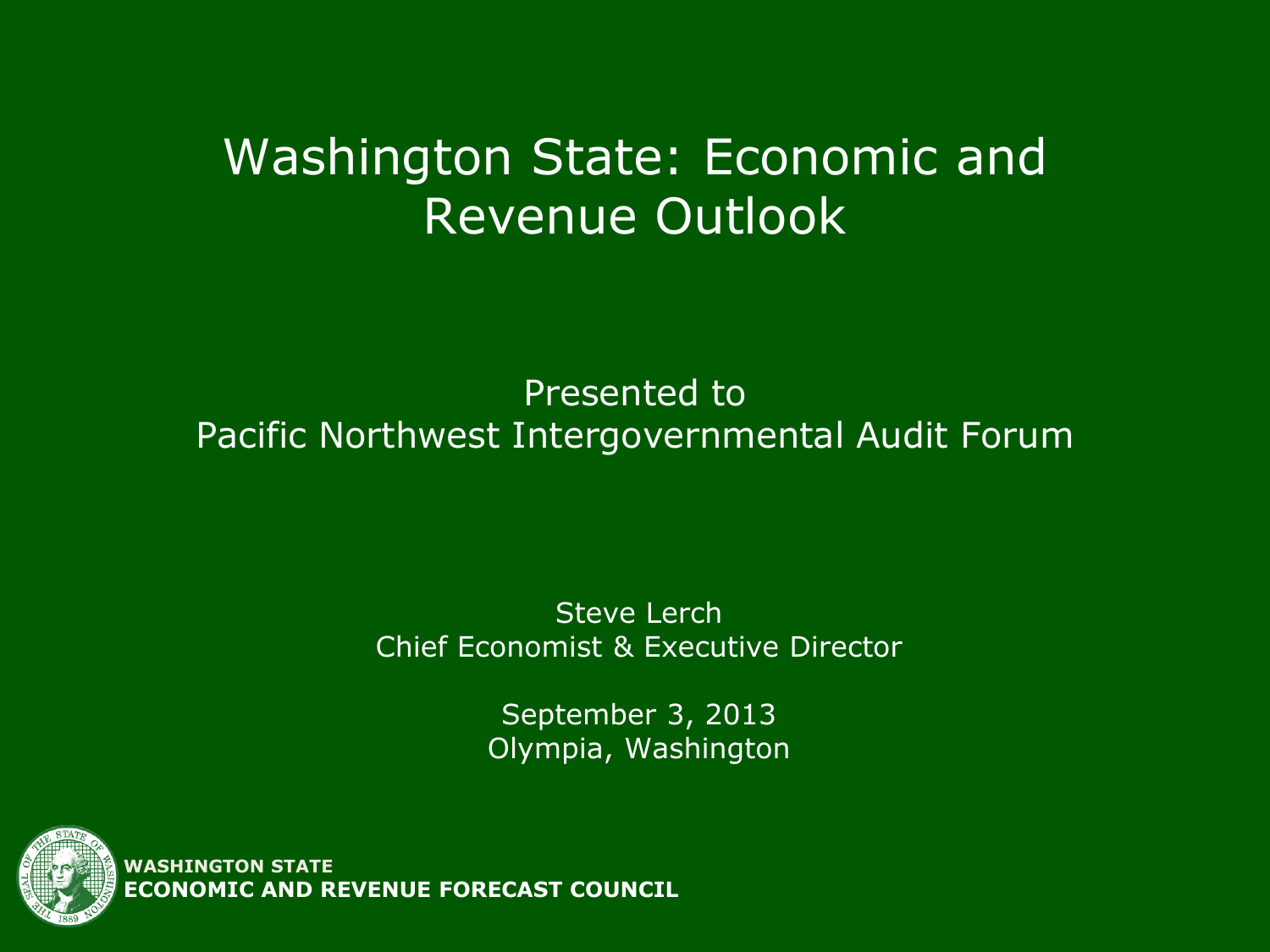# Washington State: Economic and Revenue Outlook

Presented to
Pacific Northwest Intergovernmental Audit Forum

Steve Lerch
Chief Economist & Executive Director

September 3, 2013
Olympia, Washington

**WASHINGTON STATE**
**ECONOMIC AND REVENUE FORECAST COUNCIL**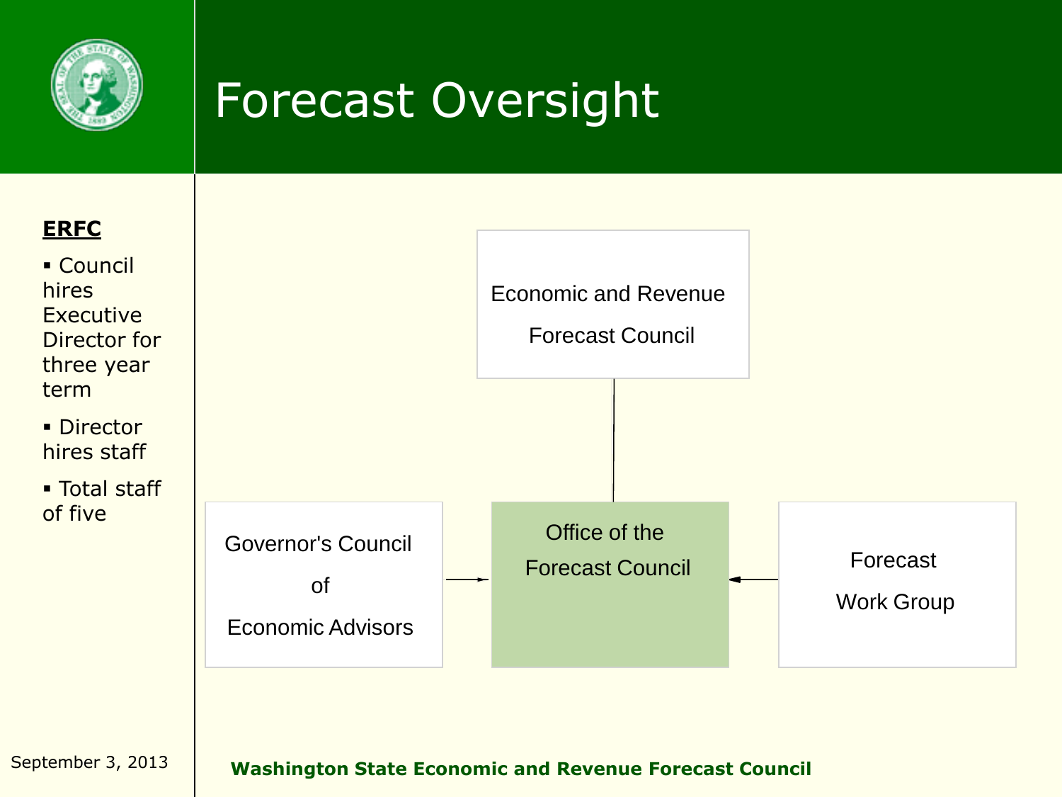# Forecast Oversight

**ERFC**

- Council hires Executive Director for three year term
- Director hires staff
- Total staff of five

Economic and Revenue Forecast Council

Governor's Council of Economic Advisors

Office of the Forecast Council

Forecast Work Group

September 3, 2013

**Washington State Economic and Revenue Forecast Council**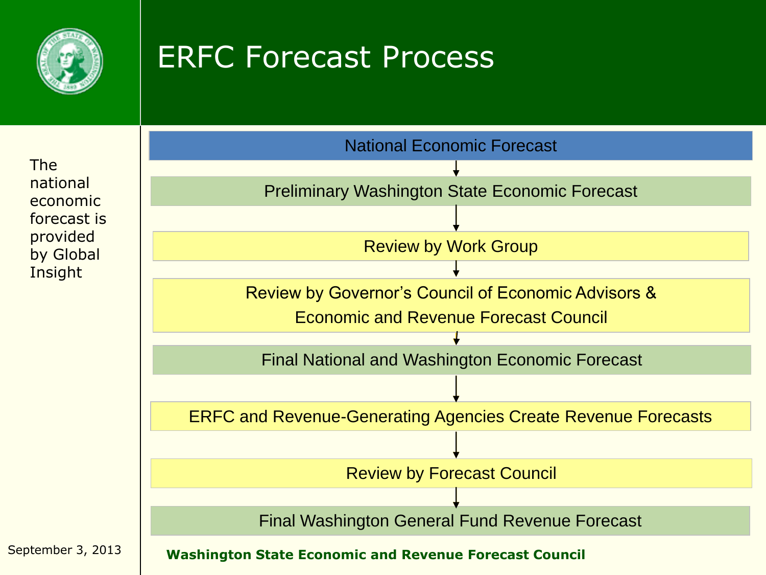# ERFC Forecast Process

The national economic forecast is provided by Global Insight

1. National Economic Forecast
2. Preliminary Washington State Economic Forecast
3. Review by Work Group
4. Review by Governor's Council of Economic Advisors & Economic and Revenue Forecast Council
5. Final National and Washington Economic Forecast
6. ERFC and Revenue-Generating Agencies Create Revenue Forecasts
7. Review by Forecast Council
8. Final Washington General Fund Revenue Forecast

September 3, 2013

**Washington State Economic and Revenue Forecast Council**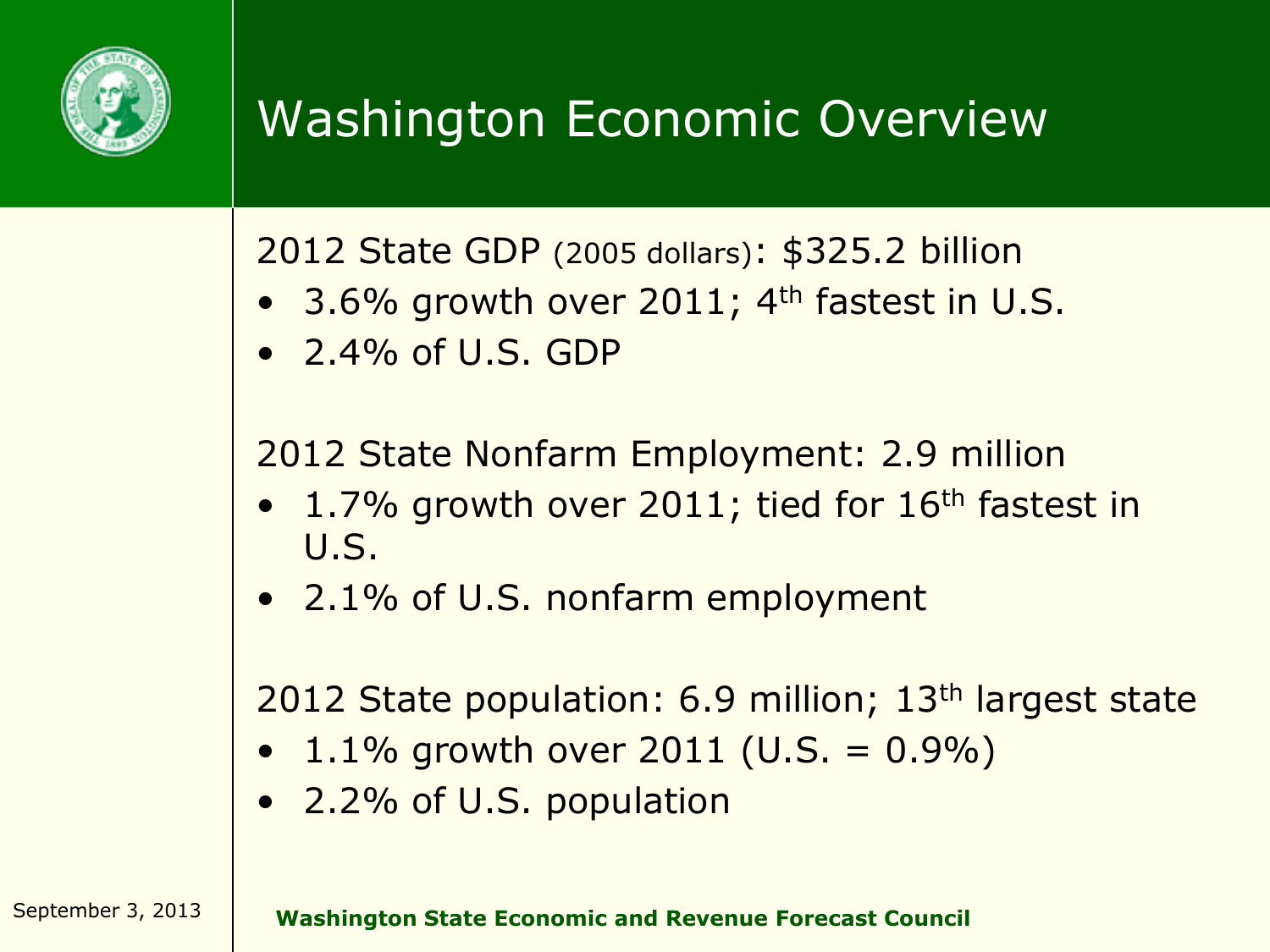# Washington Economic Overview

2012 State GDP (2005 dollars): $325.2 billion

- 3.6% growth over 2011; 4th fastest in U.S.
- 2.4% of U.S. GDP

2012 State Nonfarm Employment: 2.9 million

- 1.7% growth over 2011; tied for 16th fastest in U.S.
- 2.1% of U.S. nonfarm employment

2012 State population: 6.9 million; 13th largest state

- 1.1% growth over 2011 (U.S. = 0.9%)
- 2.2% of U.S. population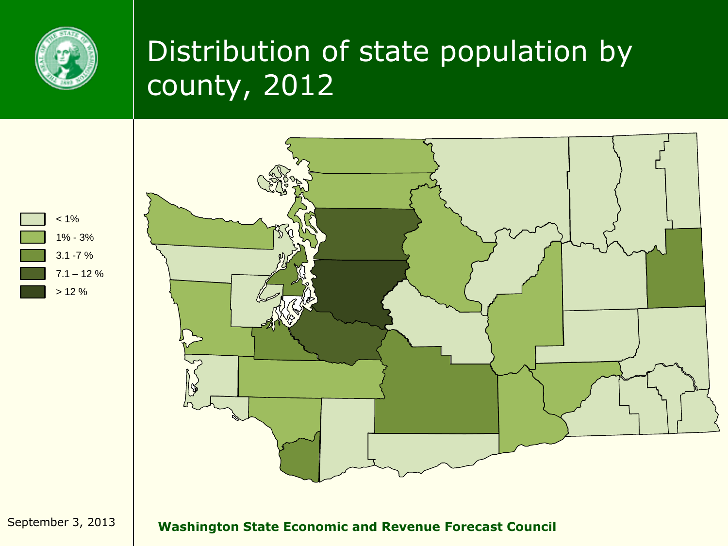# Distribution of state population by county, 2012

- < 1%
- 1% - 3%
- 3.1 -7 %
- 7.1 – 12 %
- > 12 %

September 3, 2013

**Washington State Economic and Revenue Forecast Council**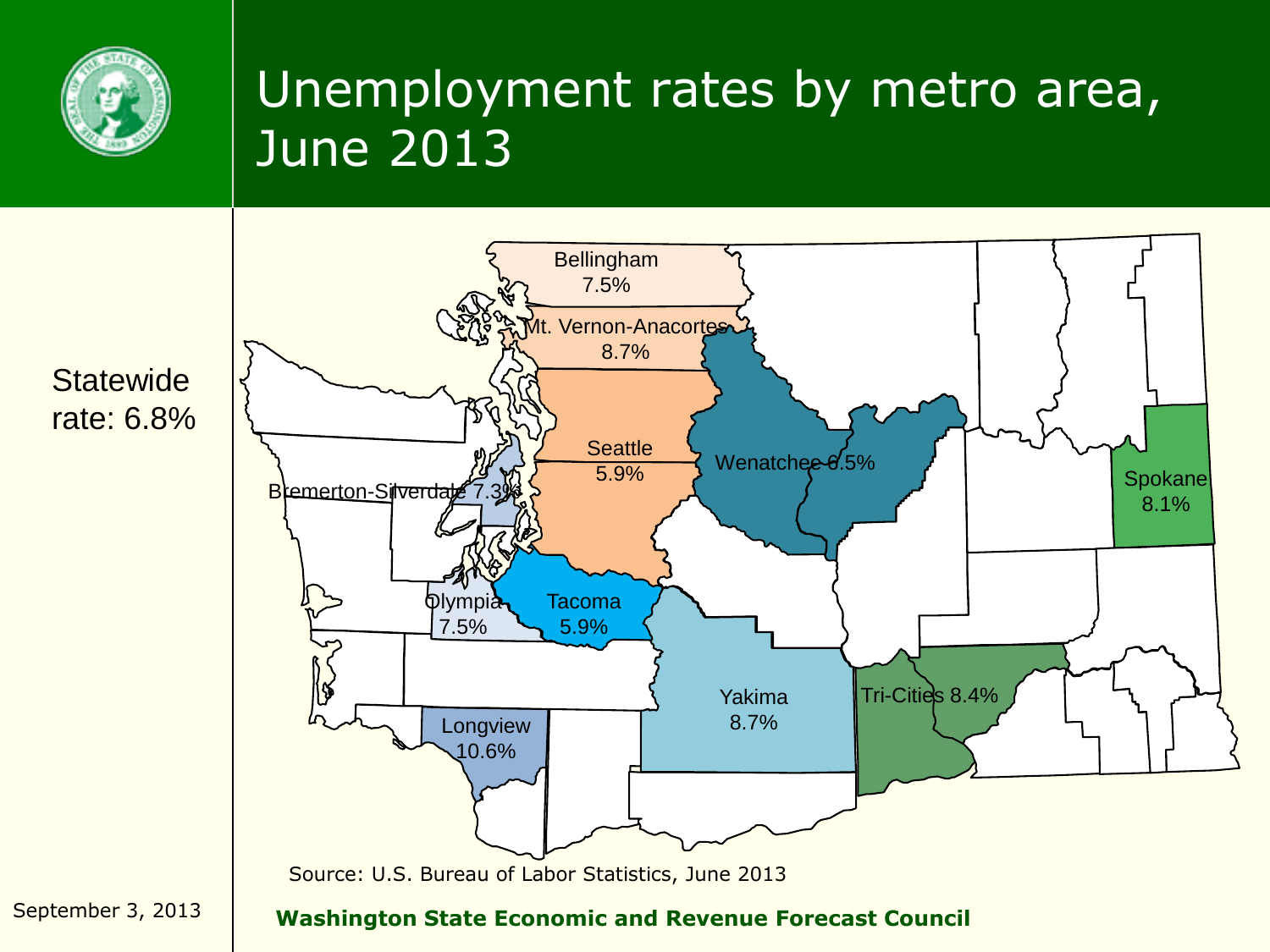# Unemployment rates by metro area, June 2013

Statewide rate: 6.8%

Bellingham 7.5%

Mt. Vernon-Anacortes 8.7%

Seattle 5.9%

Wenatchee 6.5%

Spokane 8.1%

Bremerton-Silverdale 7.3%

Olympia 7.5%

Tacoma 5.9%

Yakima 8.7%

Tri-Cities 8.4%

Longview 10.6%

Source: U.S. Bureau of Labor Statistics, June 2013

September 3, 2013

**Washington State Economic and Revenue Forecast Council**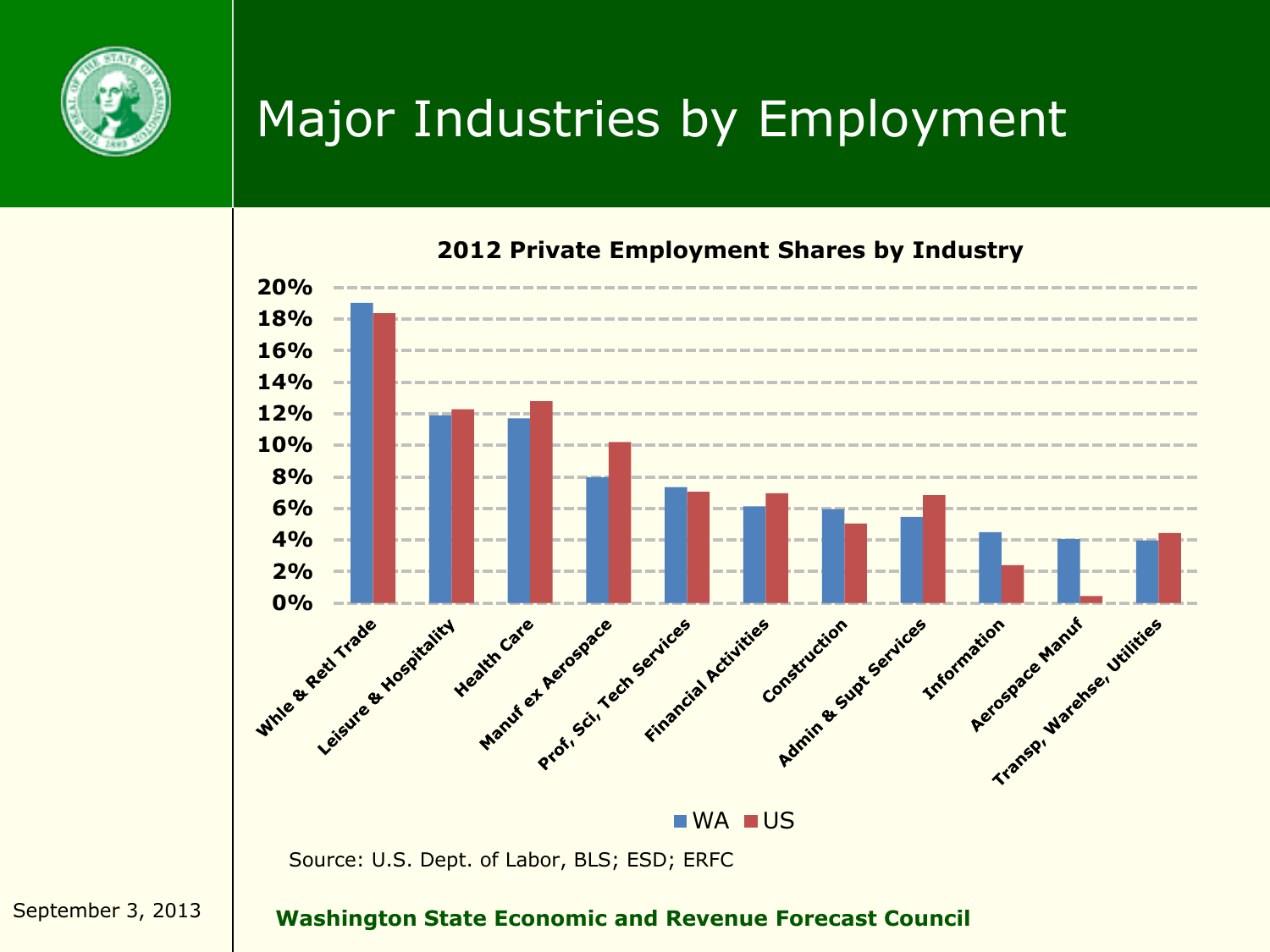# Major Industries by Employment

**2012 Private Employment Shares by Industry**

| Industry | WA | US |
|---|---|---|
| Whle & Retl Trade | 19.0% | 18.4% |
| Leisure & Hospitality | 11.9% | 12.3% |
| Health Care | 11.7% | 12.8% |
| Manuf ex Aerospace | 8.0% | 10.2% |
| Prof, Sci, Tech Services | 7.4% | 7.1% |
| Financial Activities | 6.2% | 7.0% |
| Construction | 6.0% | 5.1% |
| Admin & Supt Services | 5.5% | 6.9% |
| Information | 4.5% | 2.4% |
| Aerospace Manuf | 4.1% | 0.5% |
| Transp, Warehse, Utilities | 4.0% | 4.5% |

Source: U.S. Dept. of Labor, BLS; ESD; ERFC

September 3, 2013

**Washington State Economic and Revenue Forecast Council**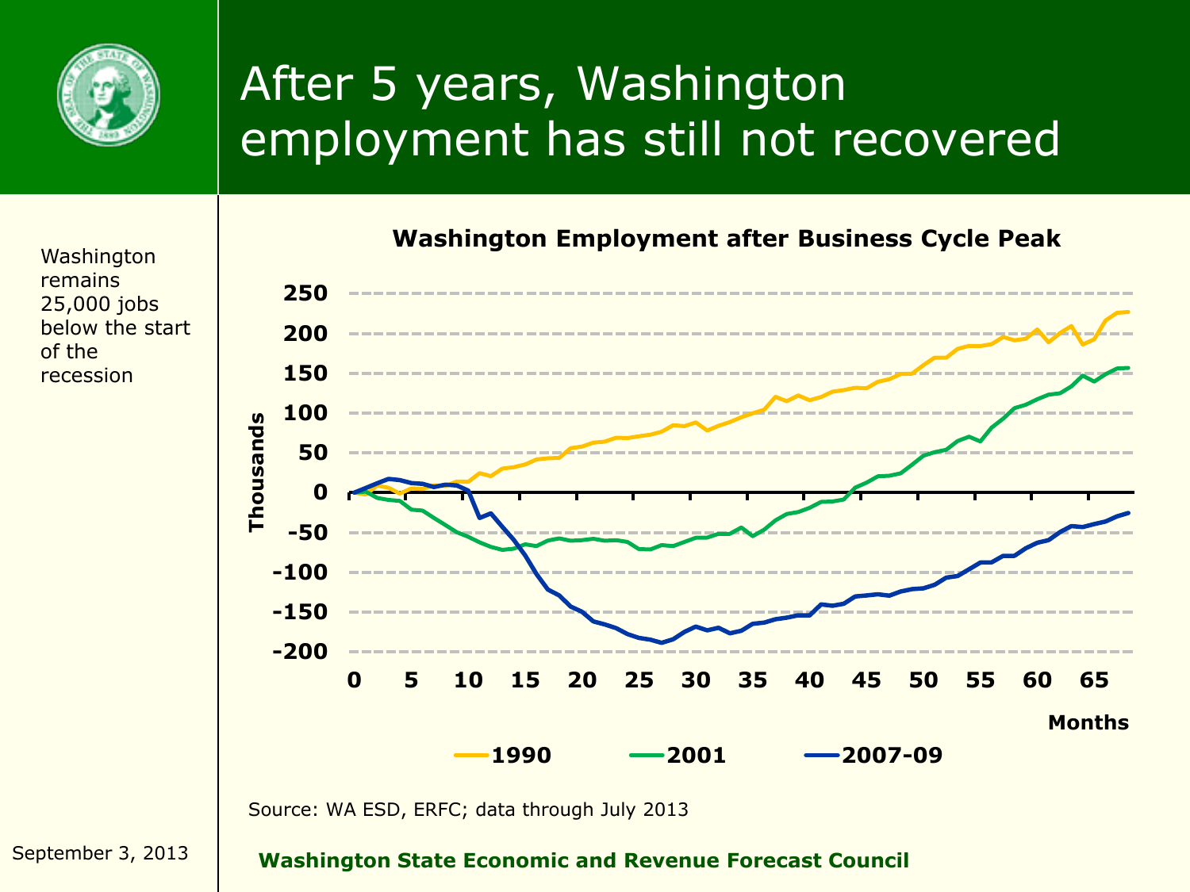# After 5 years, Washington employment has still not recovered

Washington remains 25,000 jobs below the start of the recession

**Washington Employment after Business Cycle Peak**

Source: WA ESD, ERFC; data through July 2013

September 3, 2013

**Washington State Economic and Revenue Forecast Council**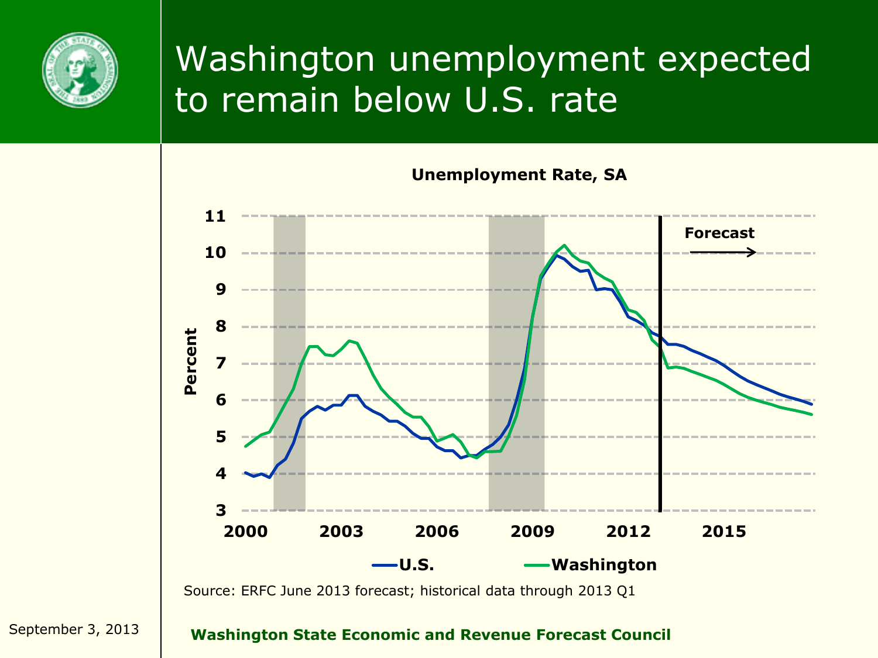# Washington unemployment expected to remain below U.S. rate

**Unemployment Rate, SA**

Source: ERFC June 2013 forecast; historical data through 2013 Q1

September 3, 2013

**Washington State Economic and Revenue Forecast Council**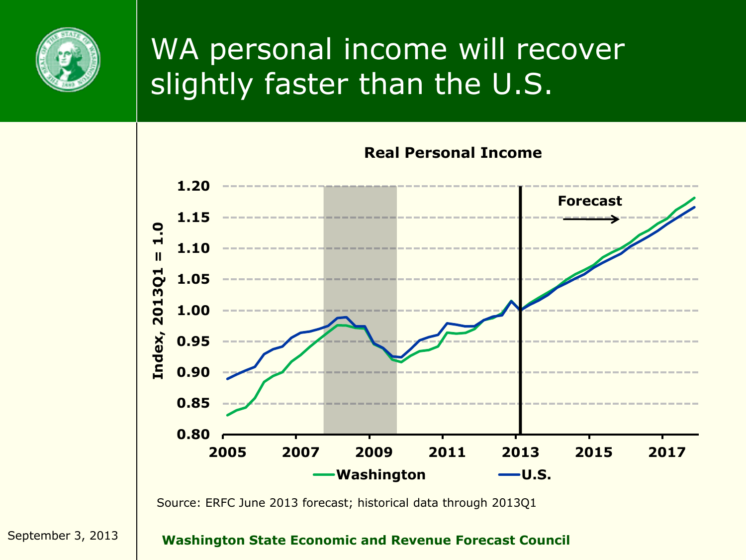# WA personal income will recover slightly faster than the U.S.

**Real Personal Income**

Index, 2013Q1 = 1.0

Forecast →

Washington — U.S.

Source: ERFC June 2013 forecast; historical data through 2013Q1

September 3, 2013

**Washington State Economic and Revenue Forecast Council**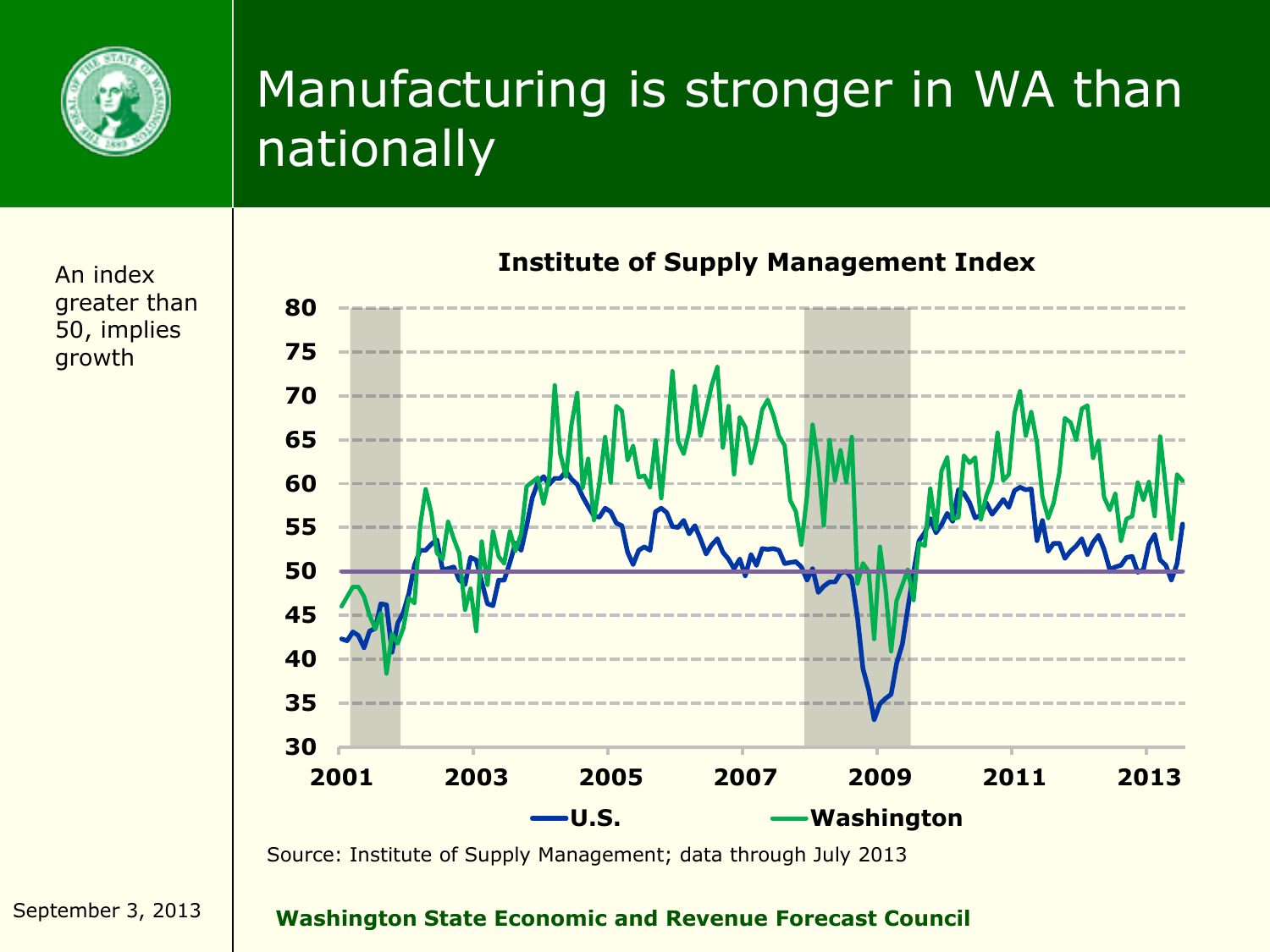# Manufacturing is stronger in WA than nationally

An index greater than 50, implies growth

**Institute of Supply Management Index**

U.S. — Washington

Source: Institute of Supply Management; data through July 2013

September 3, 2013

**Washington State Economic and Revenue Forecast Council**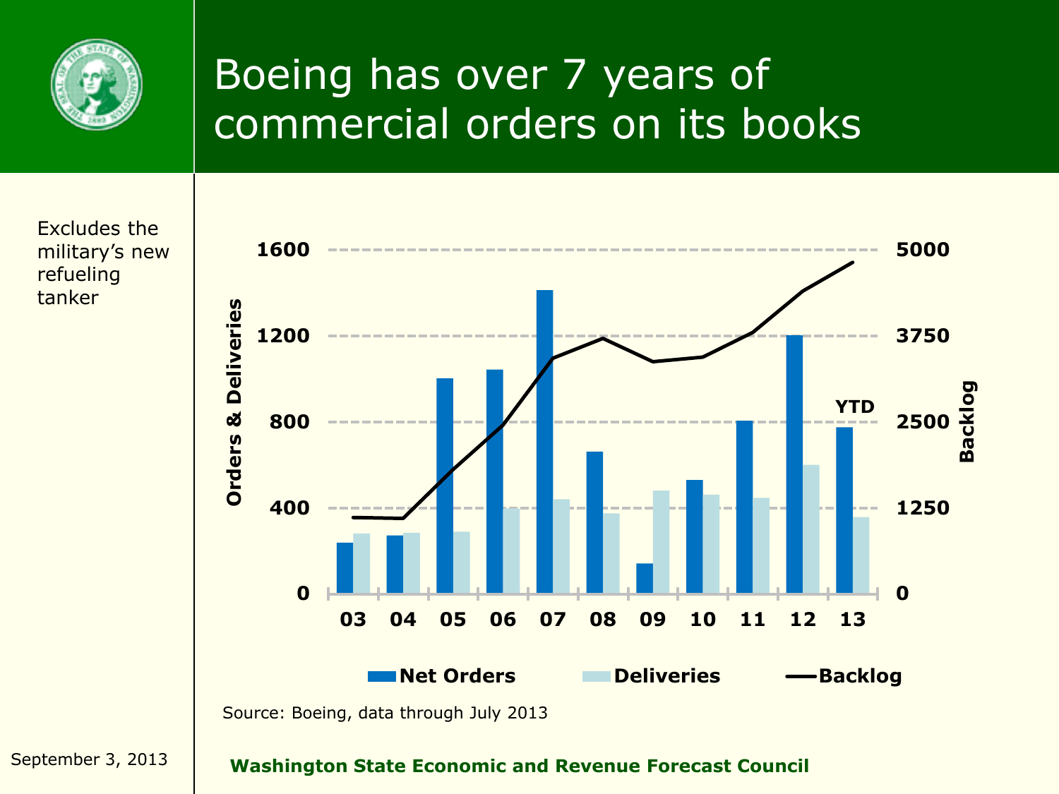# Boeing has over 7 years of commercial orders on its books

Excludes the military's new refueling tanker

| Year | Net Orders | Deliveries |
|---|---|---|
| 03 | | |
| 04 | | |
| 05 | | |
| 06 | | |
| 07 | | |
| 08 | | |
| 09 | | |
| 10 | | |
| 11 | | |
| 12 | | |
| 13 (YTD) | | |

Orders & Deliveries (left axis: 0, 400, 800, 1200, 1600); Backlog (right axis: 0, 1250, 2500, 3750, 5000)

Net Orders | Deliveries | Backlog

Source: Boeing, data through July 2013

September 3, 2013

**Washington State Economic and Revenue Forecast Council**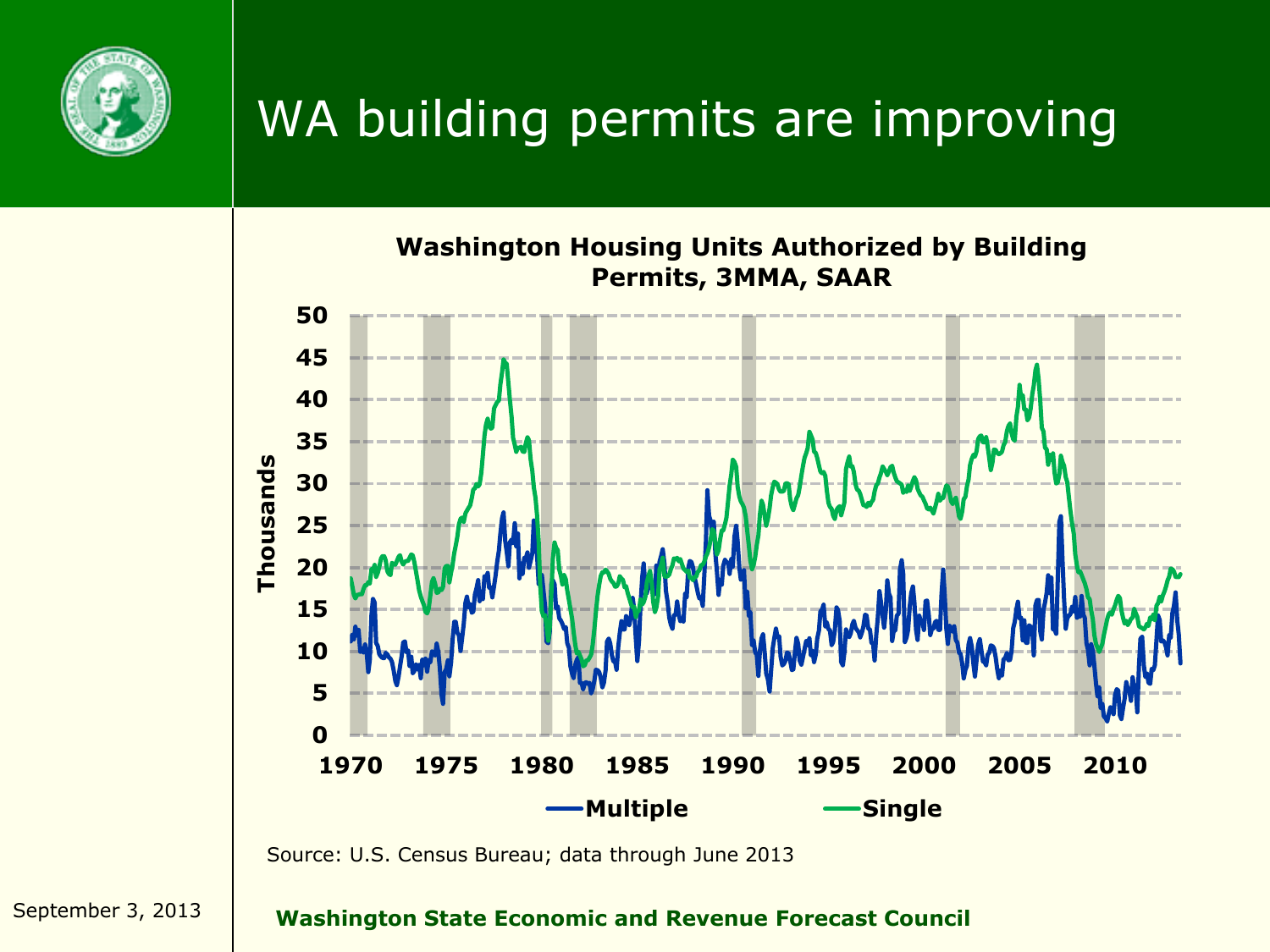# WA building permits are improving

**Washington Housing Units Authorized by Building Permits, 3MMA, SAAR**

Source: U.S. Census Bureau; data through June 2013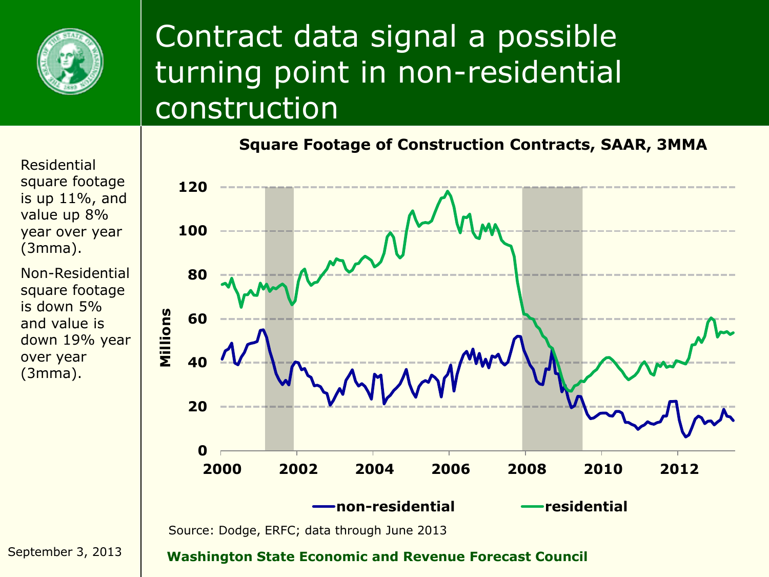# Contract data signal a possible turning point in non-residential construction

Residential square footage is up 11%, and value up 8% year over year (3mma).

Non-Residential square footage is down 5% and value is down 19% year over year (3mma).

**Square Footage of Construction Contracts, SAAR, 3MMA**

Source: Dodge, ERFC; data through June 2013

September 3, 2013

**Washington State Economic and Revenue Forecast Council**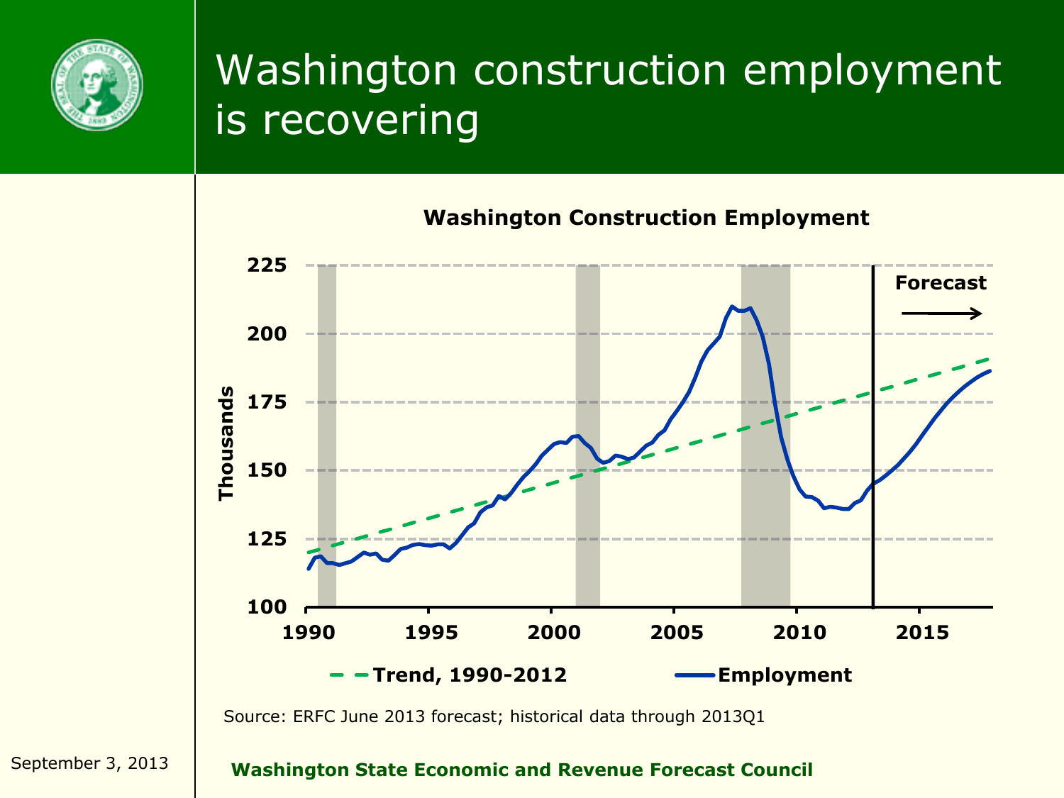# Washington construction employment is recovering

**Washington Construction Employment**

Source: ERFC June 2013 forecast; historical data through 2013Q1

**Washington State Economic and Revenue Forecast Council**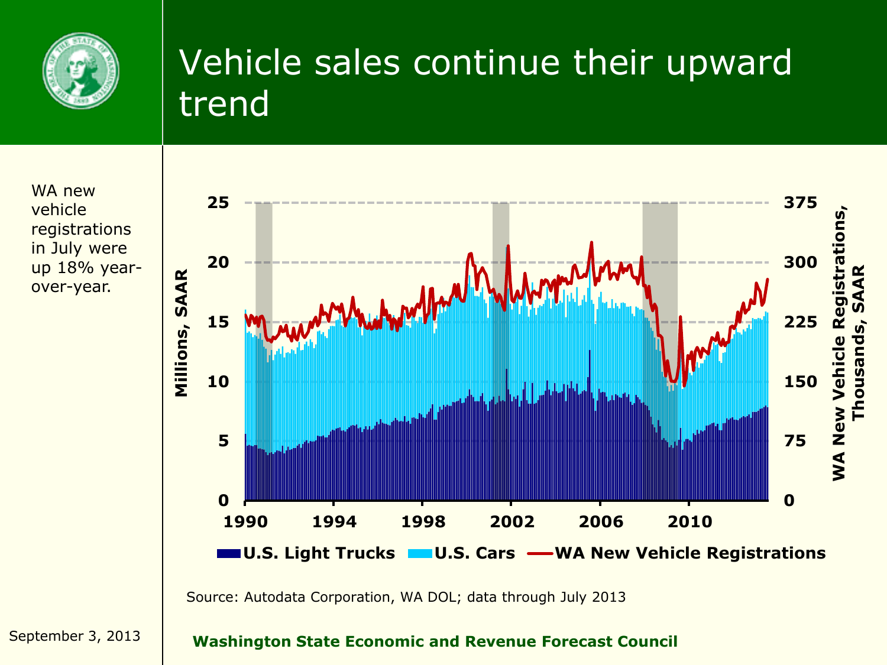# Vehicle sales continue their upward trend

WA new vehicle registrations in July were up 18% year-over-year.

Source: Autodata Corporation, WA DOL; data through July 2013

September 3, 2013

**Washington State Economic and Revenue Forecast Council**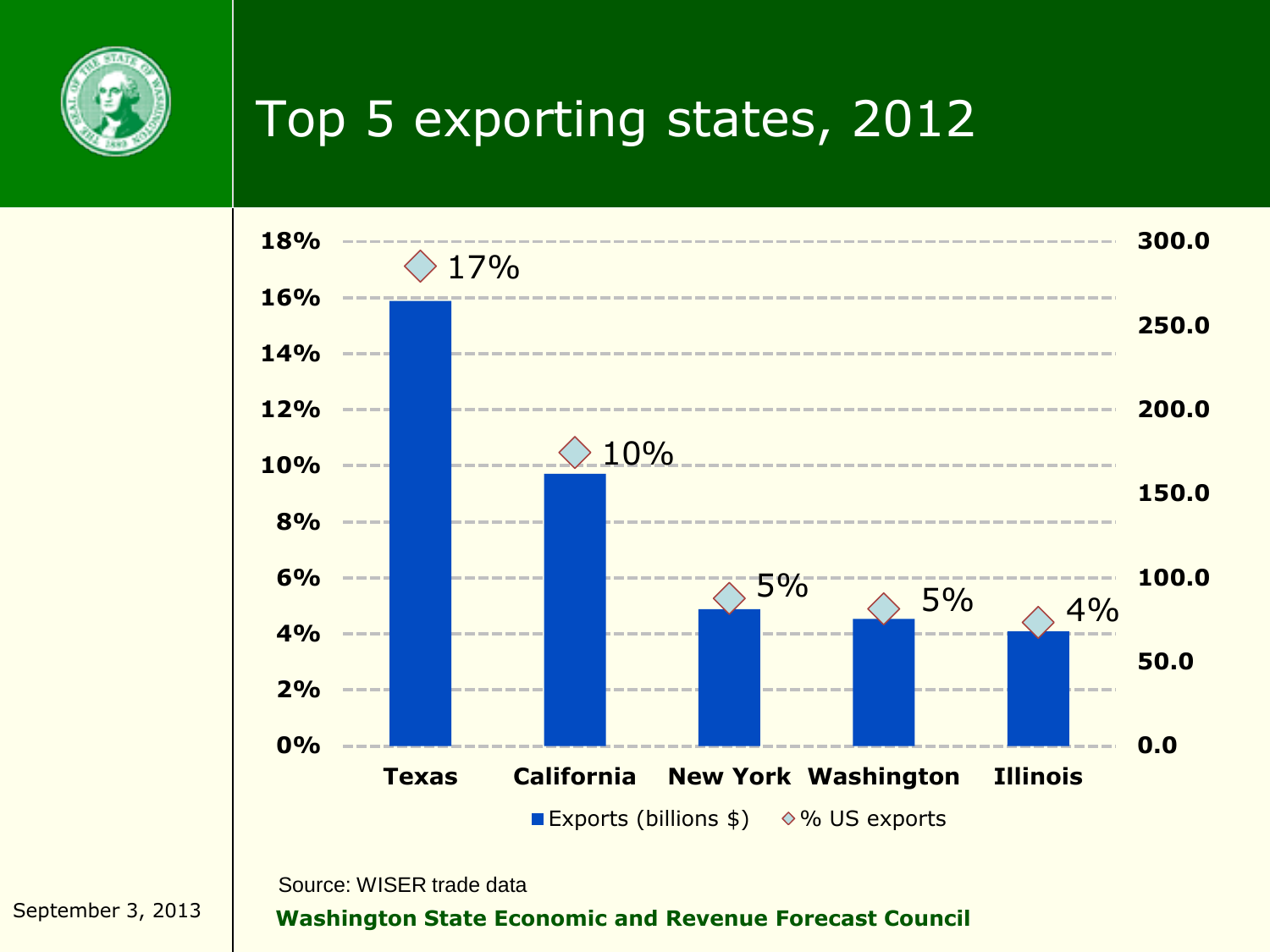# Top 5 exporting states, 2012

| State | % US exports |
| --- | --- |
| Texas | 17% |
| California | 10% |
| New York | 5% |
| Washington | 5% |
| Illinois | 4% |

Exports (billions $) ◇ % US exports

Source: WISER trade data

September 3, 2013

**Washington State Economic and Revenue Forecast Council**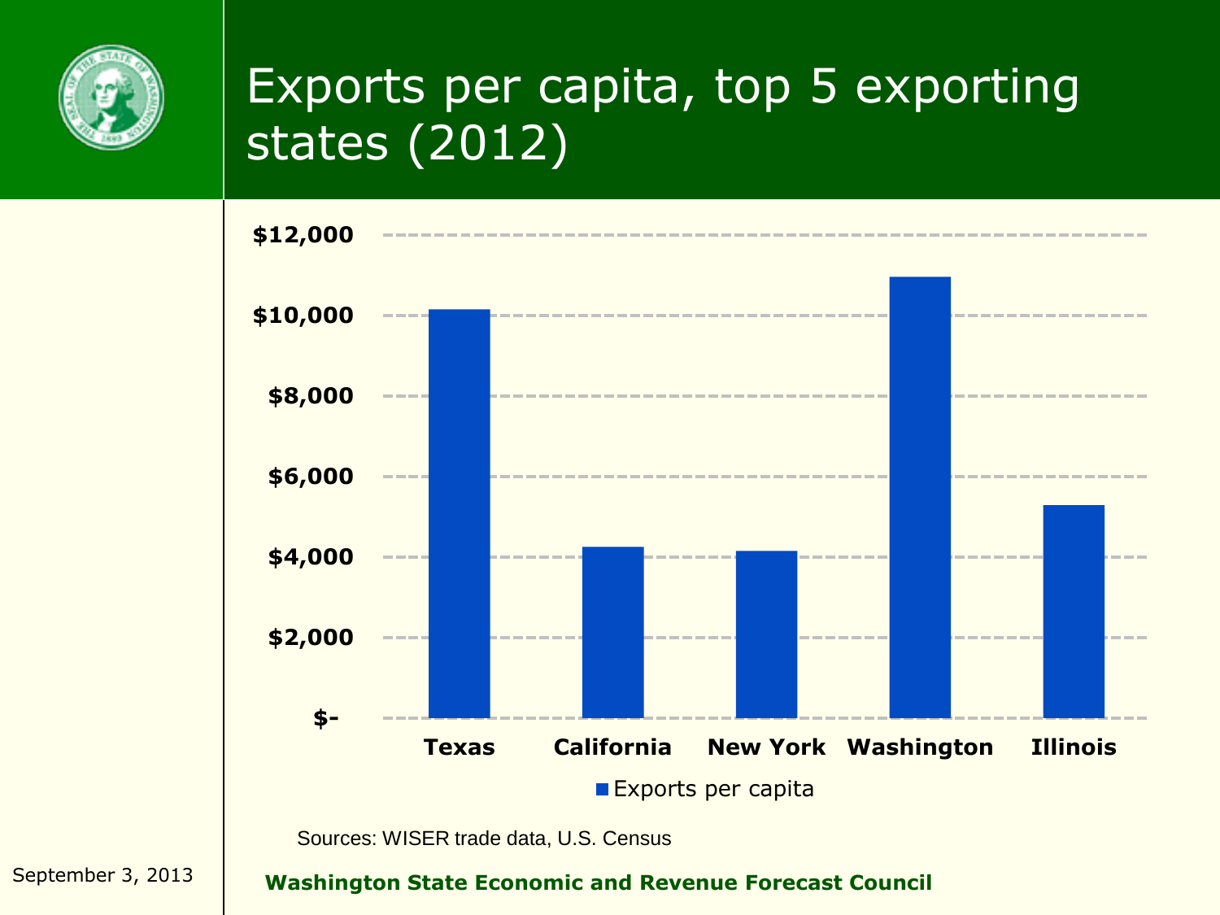# Exports per capita, top 5 exporting states (2012)

| State | Exports per capita |
|---|---|
| Texas | ~$10,100 |
| California | ~$4,200 |
| New York | ~$4,100 |
| Washington | ~$10,900 |
| Illinois | ~$5,300 |

Sources: WISER trade data, U.S. Census

September 3, 2013

**Washington State Economic and Revenue Forecast Council**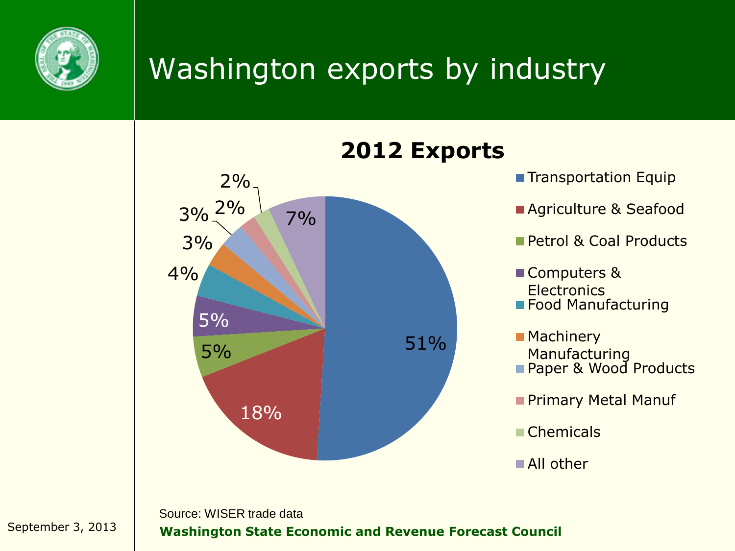# Washington exports by industry

## 2012 Exports

| Industry | Share |
|---|---|
| Transportation Equip | 51% |
| Agriculture & Seafood | 18% |
| Petrol & Coal Products | 5% |
| Computers & Electronics | 5% |
| Food Manufacturing | 4% |
| Machinery Manufacturing | 3% |
| Paper & Wood Products | 3% |
| Primary Metal Manuf | 2% |
| Chemicals | 2% |
| All other | 7% |

Source: WISER trade data

**Washington State Economic and Revenue Forecast Council**

September 3, 2013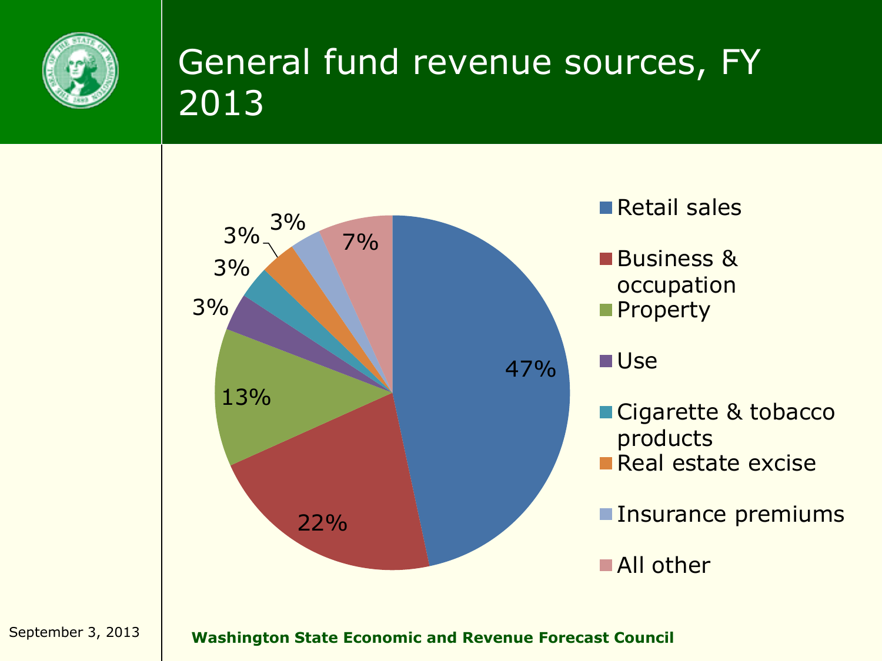# General fund revenue sources, FY 2013

| Source | Share |
|---|---|
| Retail sales | 47% |
| Business & occupation | 22% |
| Property | 13% |
| Use | 3% |
| Cigarette & tobacco products | 3% |
| Real estate excise | 3% |
| Insurance premiums | 3% |
| All other | 7% |

September 3, 2013

**Washington State Economic and Revenue Forecast Council**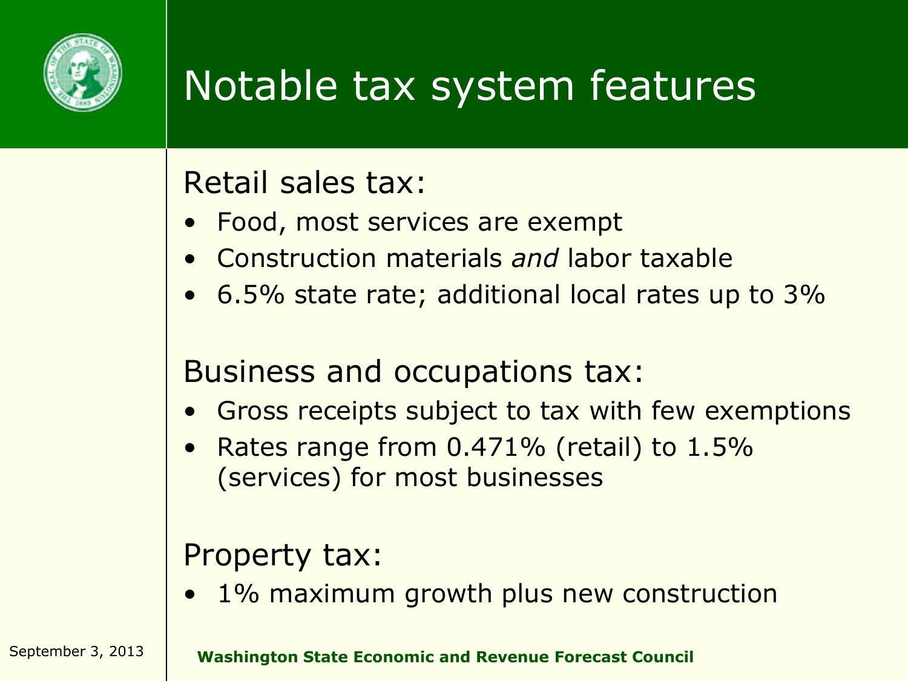# Notable tax system features

## Retail sales tax:

- Food, most services are exempt
- Construction materials *and* labor taxable
- 6.5% state rate; additional local rates up to 3%

## Business and occupations tax:

- Gross receipts subject to tax with few exemptions
- Rates range from 0.471% (retail) to 1.5% (services) for most businesses

## Property tax:

- 1% maximum growth plus new construction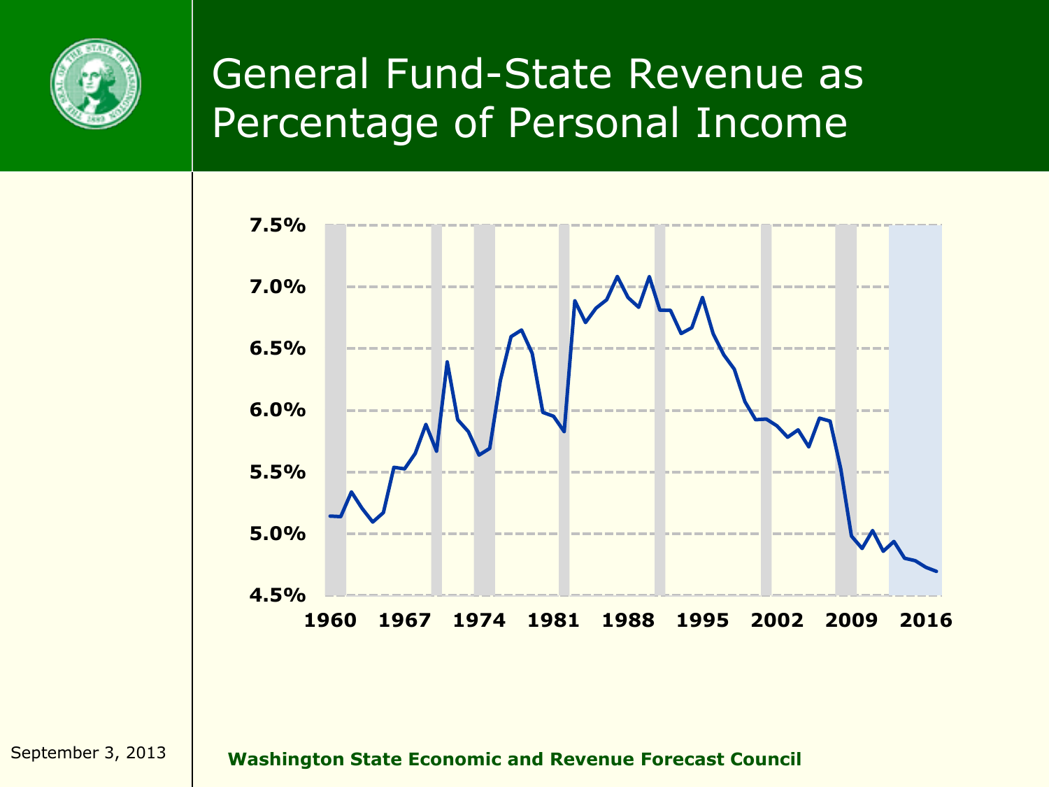# General Fund-State Revenue as Percentage of Personal Income

7.5%
7.0%
6.5%
6.0%
5.5%
5.0%
4.5%

1960 1967 1974 1981 1988 1995 2002 2009 2016

September 3, 2013

**Washington State Economic and Revenue Forecast Council**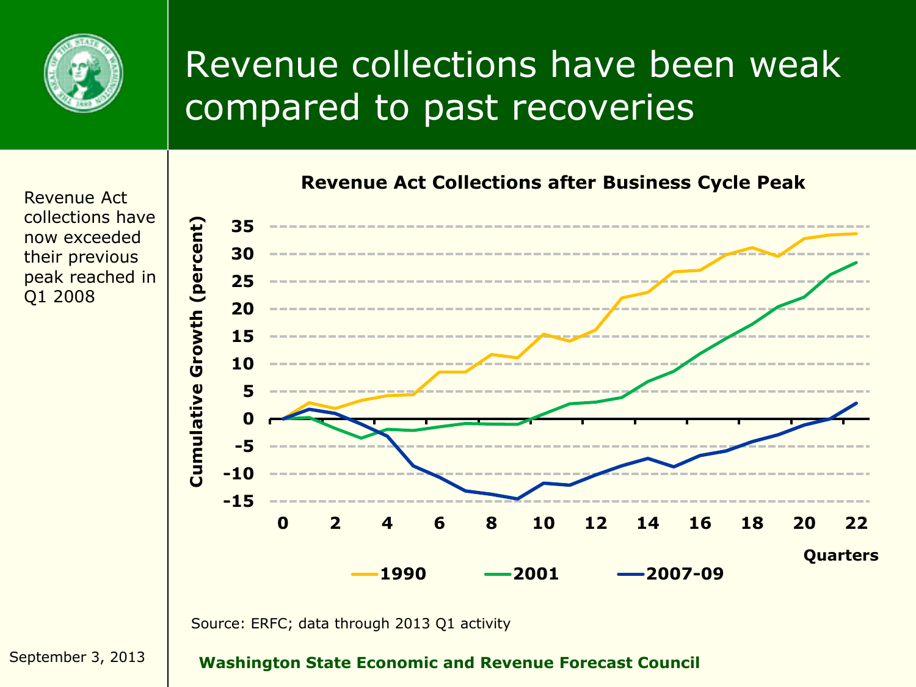# Revenue collections have been weak compared to past recoveries

Revenue Act collections have now exceeded their previous peak reached in Q1 2008

**Revenue Act Collections after Business Cycle Peak**

Cumulative Growth (percent) by Quarters (0–22); series: 1990, 2001, 2007-09

Source: ERFC; data through 2013 Q1 activity

September 3, 2013

**Washington State Economic and Revenue Forecast Council**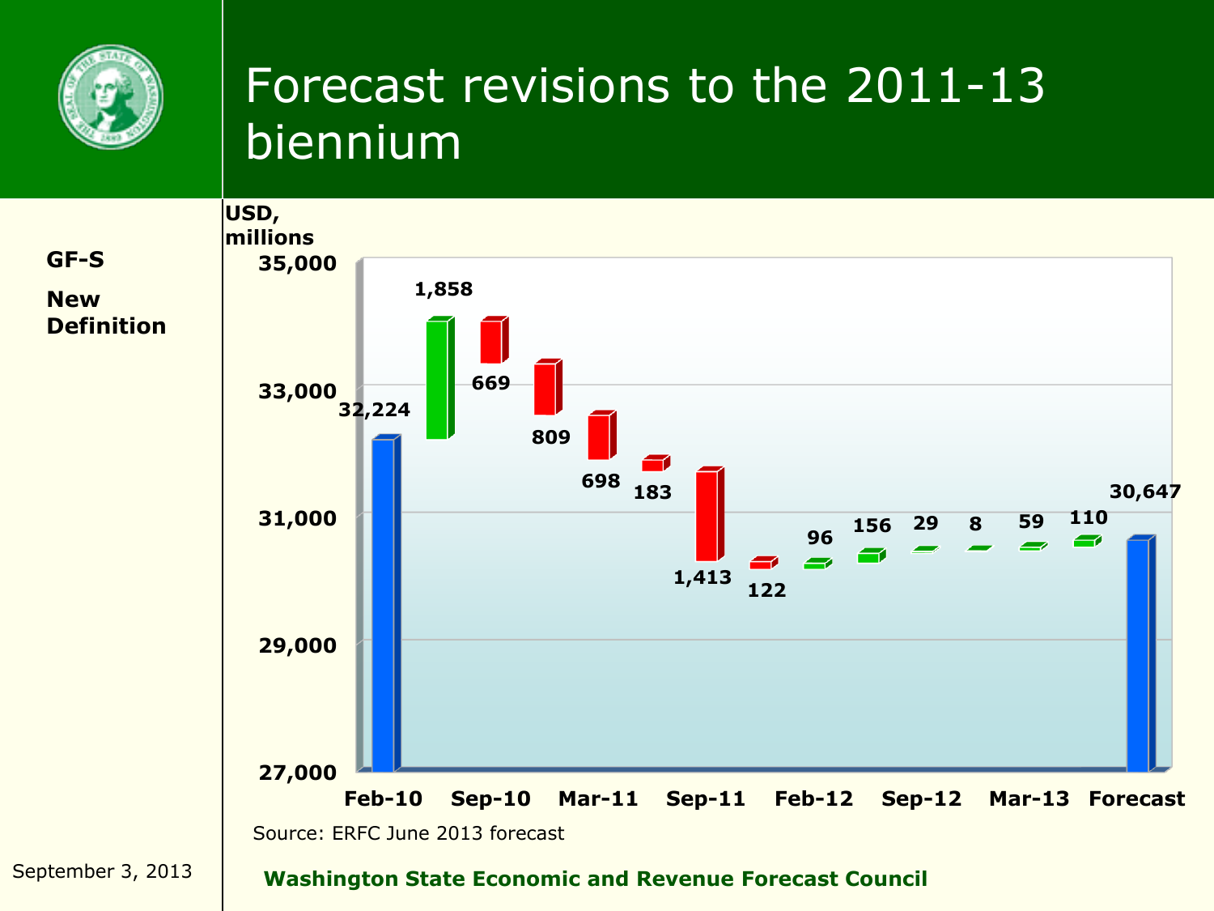# Forecast revisions to the 2011-13 biennium

**GF-S**

**New Definition**

USD, millions

| Forecast | Value / Revision |
|---|---|
| Feb-10 | 32,224 |
| | 1,858 |
| Sep-10 | 669 |
| | 809 |
| Mar-11 | 698 |
| | 183 |
| Sep-11 | 1,413 |
| | 122 |
| Feb-12 | 96 |
| | 156 |
| Sep-12 | 29 |
| | 8 |
| Mar-13 | 59 |
| | 110 |
| Forecast | 30,647 |

Source: ERFC June 2013 forecast

September 3, 2013

**Washington State Economic and Revenue Forecast Council**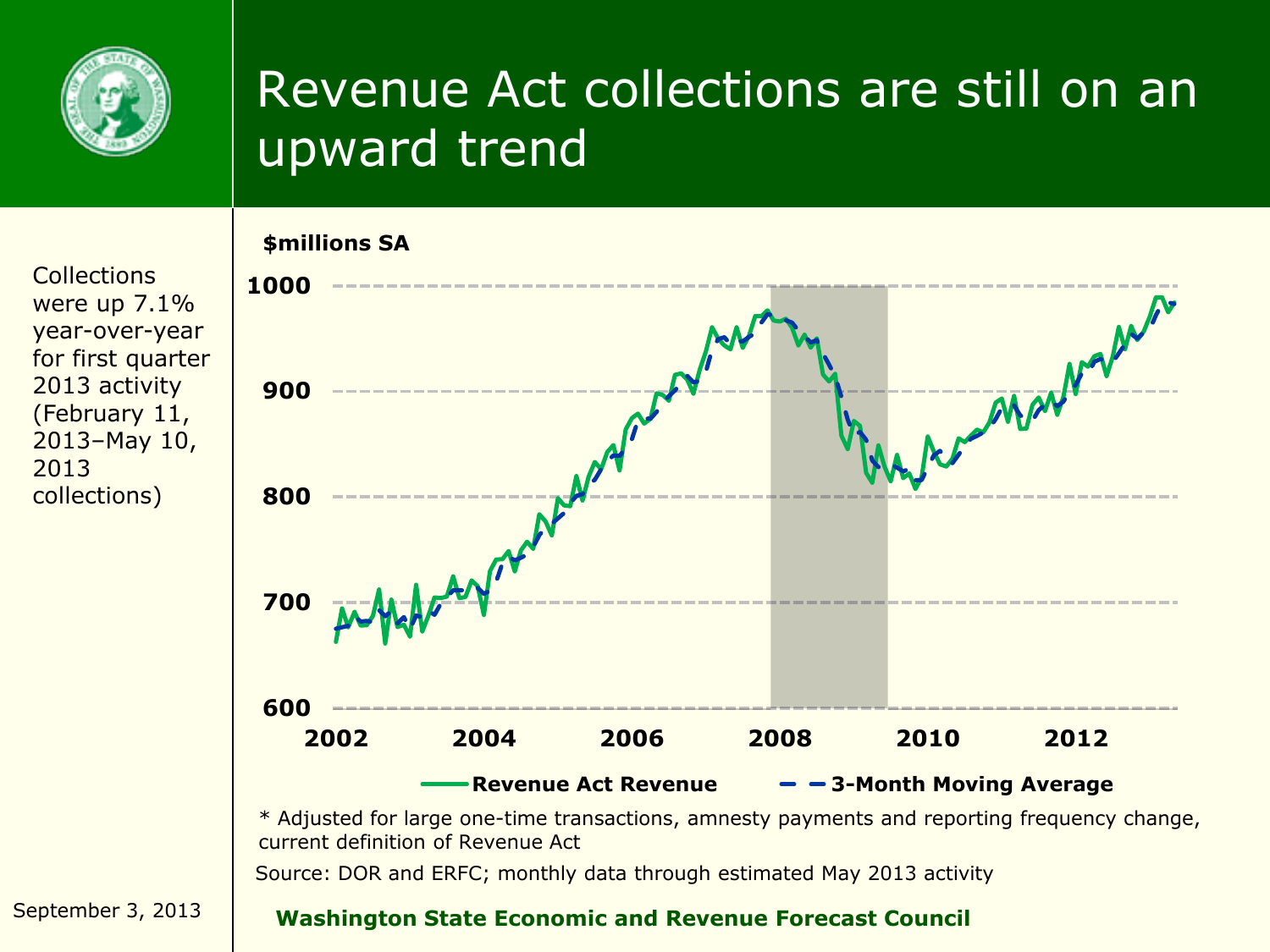# Revenue Act collections are still on an upward trend

Collections were up 7.1% year-over-year for first quarter 2013 activity (February 11, 2013–May 10, 2013 collections)

**$millions SA**

Revenue Act Revenue — 3-Month Moving Average

\* Adjusted for large one-time transactions, amnesty payments and reporting frequency change, current definition of Revenue Act

Source: DOR and ERFC; monthly data through estimated May 2013 activity

September 3, 2013

**Washington State Economic and Revenue Forecast Council**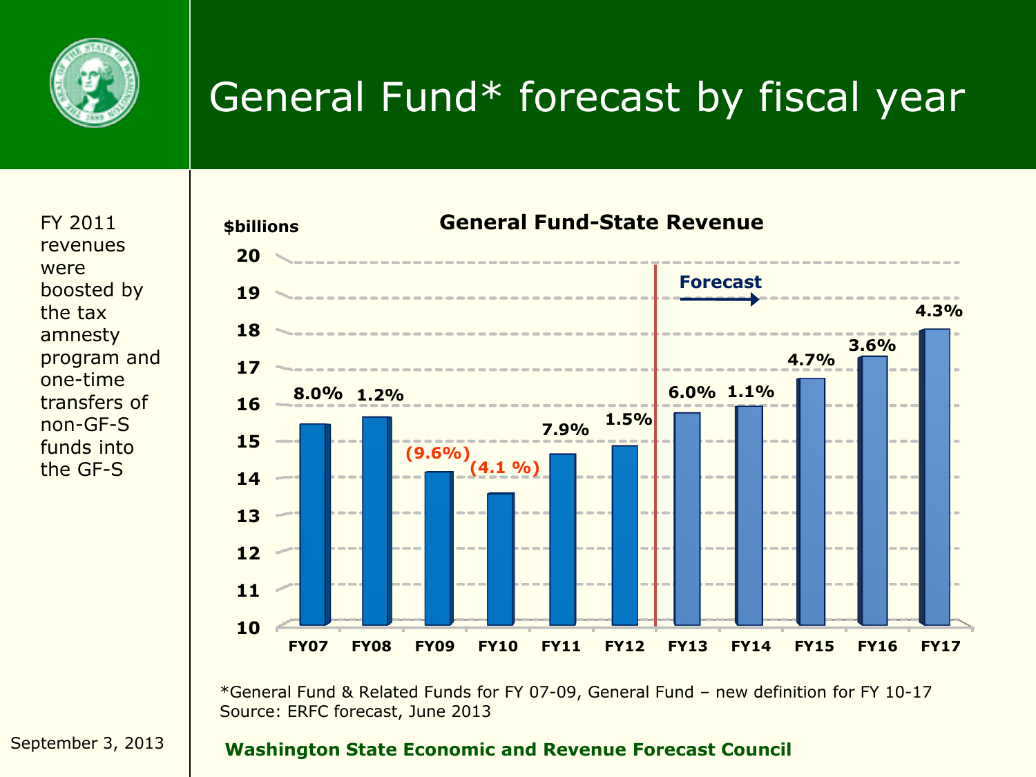# General Fund* forecast by fiscal year

FY 2011 revenues were boosted by the tax amnesty program and one-time transfers of non-GF-S funds into the GF-S

**General Fund-State Revenue**

$billions

| Fiscal year | Growth |
|---|---|
| FY07 | 8.0% |
| FY08 | 1.2% |
| FY09 | (9.6%) |
| FY10 | (4.1 %) |
| FY11 | 7.9% |
| FY12 | 1.5% |
| FY13 (Forecast) | 6.0% |
| FY14 (Forecast) | 1.1% |
| FY15 (Forecast) | 4.7% |
| FY16 (Forecast) | 3.6% |
| FY17 (Forecast) | 4.3% |

*General Fund & Related Funds for FY 07-09, General Fund – new definition for FY 10-17
Source: ERFC forecast, June 2013

September 3, 2013

**Washington State Economic and Revenue Forecast Council**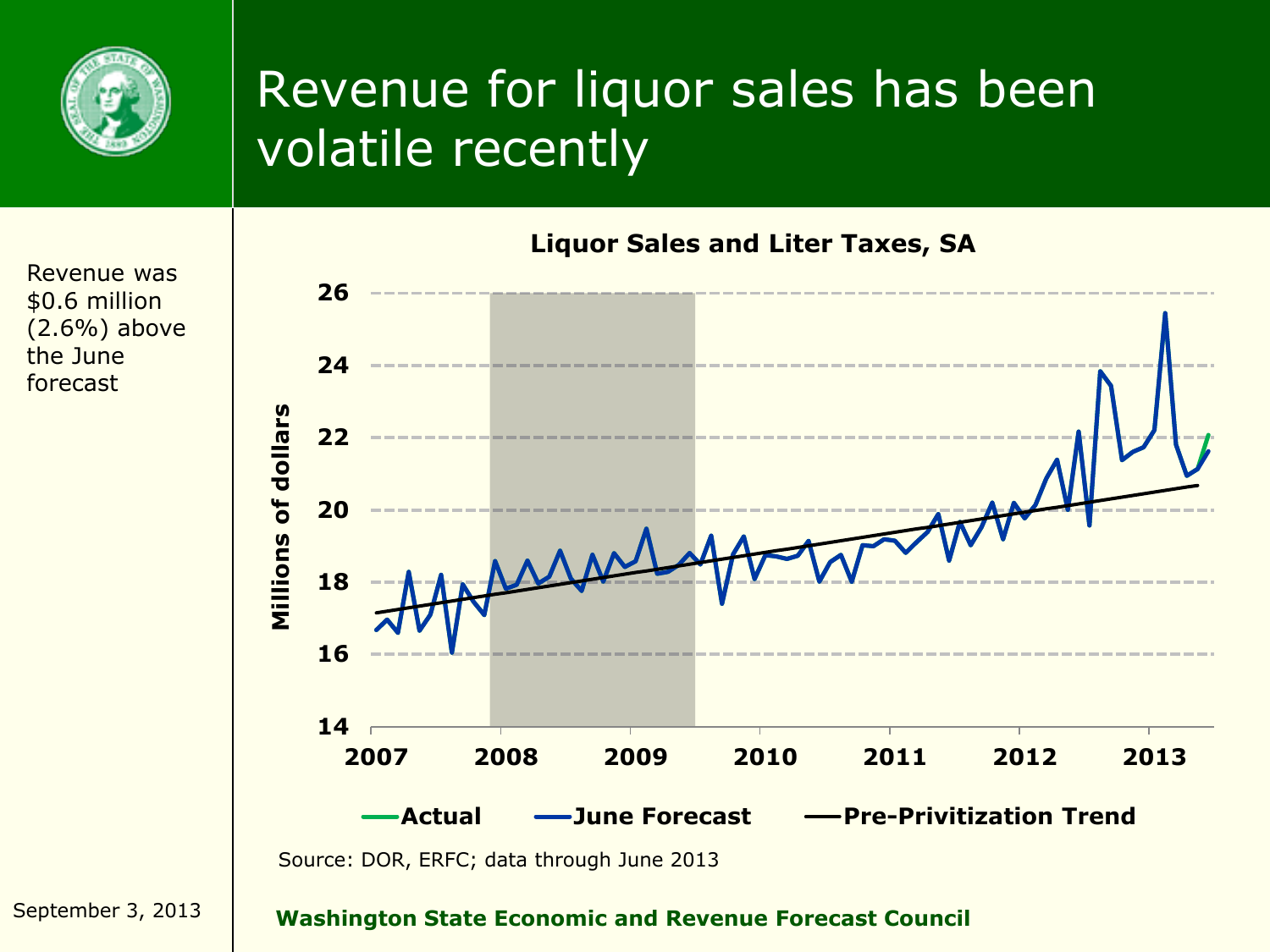# Revenue for liquor sales has been volatile recently

Revenue was $0.6 million (2.6%) above the June forecast

**Liquor Sales and Liter Taxes, SA**

Millions of dollars

Actual — June Forecast — Pre-Privitization Trend

Source: DOR, ERFC; data through June 2013

September 3, 2013

**Washington State Economic and Revenue Forecast Council**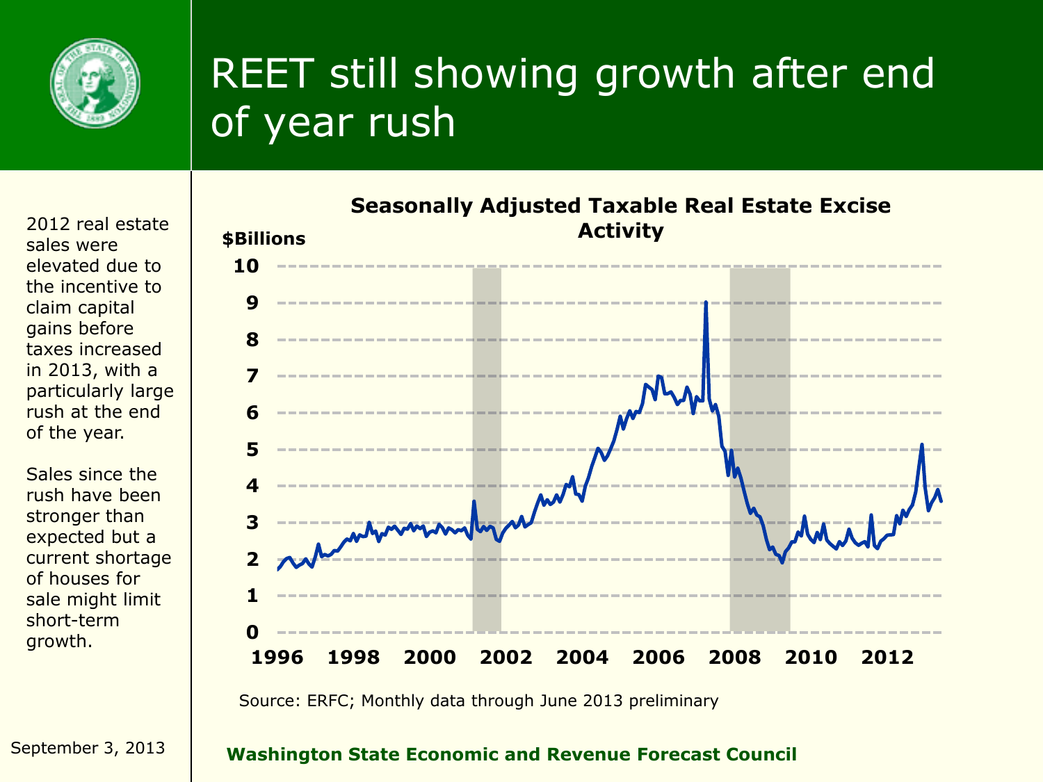# REET still showing growth after end of year rush

2012 real estate sales were elevated due to the incentive to claim capital gains before taxes increased in 2013, with a particularly large rush at the end of the year.

Sales since the rush have been stronger than expected but a current shortage of houses for sale might limit short-term growth.

**Seasonally Adjusted Taxable Real Estate Excise Activity**

**$Billions**

Source: ERFC; Monthly data through June 2013 preliminary

September 3, 2013

**Washington State Economic and Revenue Forecast Council**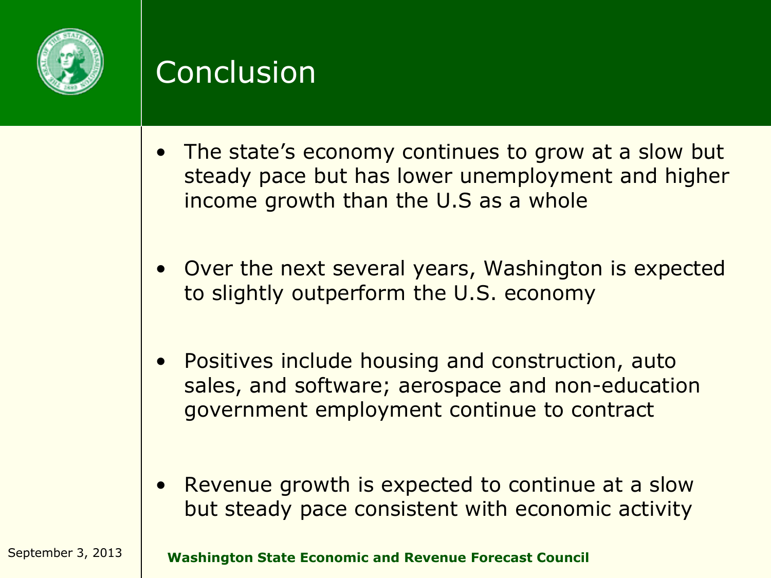# Conclusion

- The state's economy continues to grow at a slow but steady pace but has lower unemployment and higher income growth than the U.S as a whole

- Over the next several years, Washington is expected to slightly outperform the U.S. economy

- Positives include housing and construction, auto sales, and software; aerospace and non-education government employment continue to contract

- Revenue growth is expected to continue at a slow but steady pace consistent with economic activity